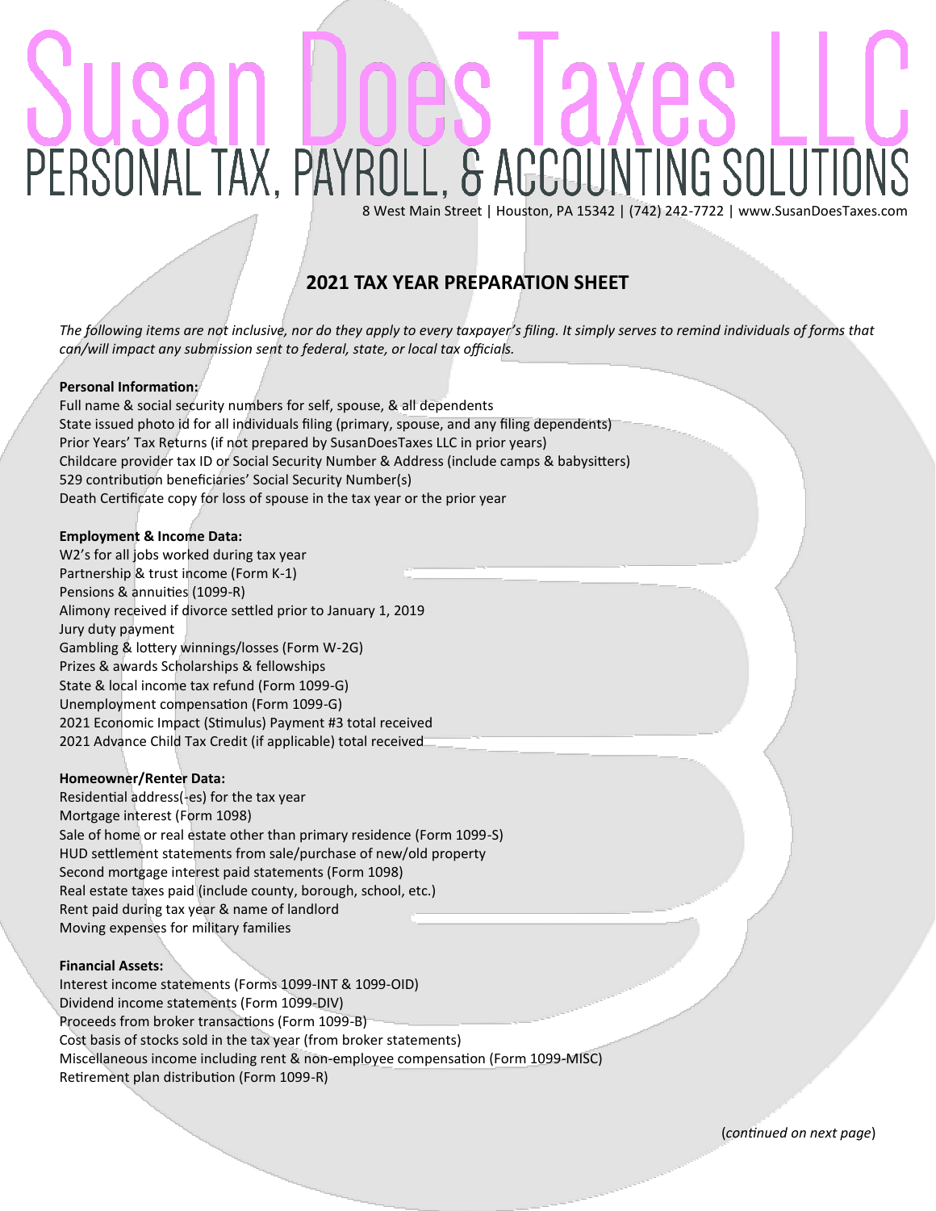# Susan Does Taxes LLC

PERSONAL TAX, PAYROLL, & ACCOUNTING SOLUTIONS

8 West Main Street | Houston, PA 15342 | (742) 242-7722 | www.SusanDoesTaxes.com

## 2021 TAX YEAR PREPARATION SHEET

*The following items are not inclusive, nor do they apply to every taxpayer's filing. It simply serves to remind individuals of forms that can/will impact any submission sent to federal, state, or local tax officials.*

**Personal Information:**

Full name & social security numbers for self, spouse, & all dependents
State issued photo id for all individuals filing (primary, spouse, and any filing dependents)
Prior Years' Tax Returns (if not prepared by SusanDoesTaxes LLC in prior years)
Childcare provider tax ID or Social Security Number & Address (include camps & babysitters)
529 contribution beneficiaries' Social Security Number(s)
Death Certificate copy for loss of spouse in the tax year or the prior year

**Employment & Income Data:**

W2's for all jobs worked during tax year
Partnership & trust income (Form K-1)
Pensions & annuities (1099-R)
Alimony received if divorce settled prior to January 1, 2019
Jury duty payment
Gambling & lottery winnings/losses (Form W-2G)
Prizes & awards Scholarships & fellowships
State & local income tax refund (Form 1099-G)
Unemployment compensation (Form 1099-G)
2021 Economic Impact (Stimulus) Payment #3 total received
2021 Advance Child Tax Credit (if applicable) total received

**Homeowner/Renter Data:**

Residential address(-es) for the tax year
Mortgage interest (Form 1098)
Sale of home or real estate other than primary residence (Form 1099-S)
HUD settlement statements from sale/purchase of new/old property
Second mortgage interest paid statements (Form 1098)
Real estate taxes paid (include county, borough, school, etc.)
Rent paid during tax year & name of landlord
Moving expenses for military families

**Financial Assets:**

Interest income statements (Forms 1099-INT & 1099-OID)
Dividend income statements (Form 1099-DIV)
Proceeds from broker transactions (Form 1099-B)
Cost basis of stocks sold in the tax year (from broker statements)
Miscellaneous income including rent & non-employee compensation (Form 1099-MISC)
Retirement plan distribution (Form 1099-R)

(*continued on next page*)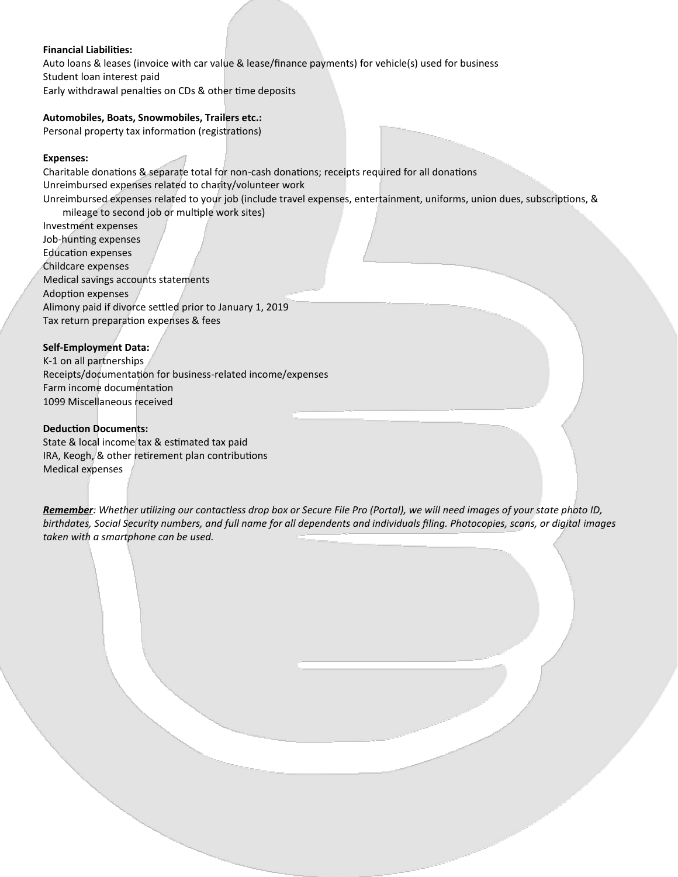**Financial Liabilities:**

Auto loans & leases (invoice with car value & lease/finance payments) for vehicle(s) used for business
Student loan interest paid
Early withdrawal penalties on CDs & other time deposits

**Automobiles, Boats, Snowmobiles, Trailers etc.:**

Personal property tax information (registrations)

**Expenses:**

Charitable donations & separate total for non-cash donations; receipts required for all donations
Unreimbursed expenses related to charity/volunteer work
Unreimbursed expenses related to your job (include travel expenses, entertainment, uniforms, union dues, subscriptions, & mileage to second job or multiple work sites)
Investment expenses
Job-hunting expenses
Education expenses
Childcare expenses
Medical savings accounts statements
Adoption expenses
Alimony paid if divorce settled prior to January 1, 2019
Tax return preparation expenses & fees

**Self-Employment Data:**

K-1 on all partnerships
Receipts/documentation for business-related income/expenses
Farm income documentation
1099 Miscellaneous received

**Deduction Documents:**

State & local income tax & estimated tax paid
IRA, Keogh, & other retirement plan contributions
Medical expenses

***<u>Remember</u>****: Whether utilizing our contactless drop box or Secure File Pro (Portal), we will need images of your state photo ID, birthdates, Social Security numbers, and full name for all dependents and individuals filing. Photocopies, scans, or digital images taken with a smartphone can be used.*